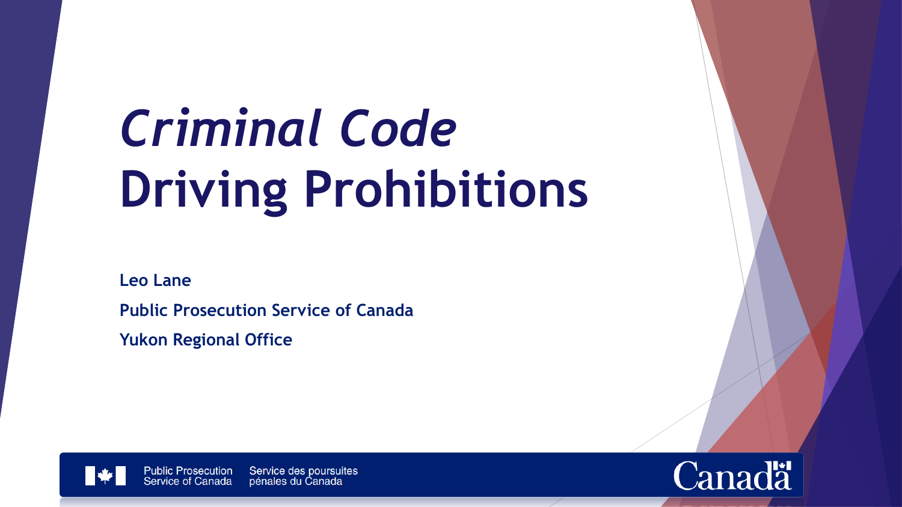# *Criminal Code* Driving Prohibitions

**Leo Lane**

**Public Prosecution Service of Canada**

**Yukon Regional Office**

Public Prosecution Service of Canada Service des poursuites pénales du Canada

Canada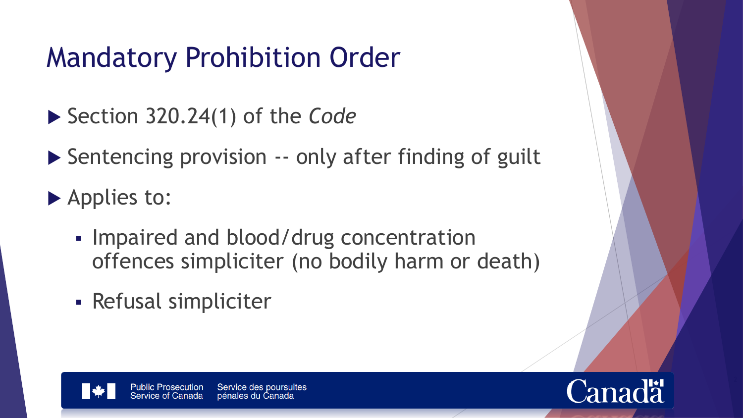# Mandatory Prohibition Order

- Section 320.24(1) of the *Code*
- Sentencing provision -- only after finding of guilt
- Applies to:
  - Impaired and blood/drug concentration offences simpliciter (no bodily harm or death)
  - Refusal simpliciter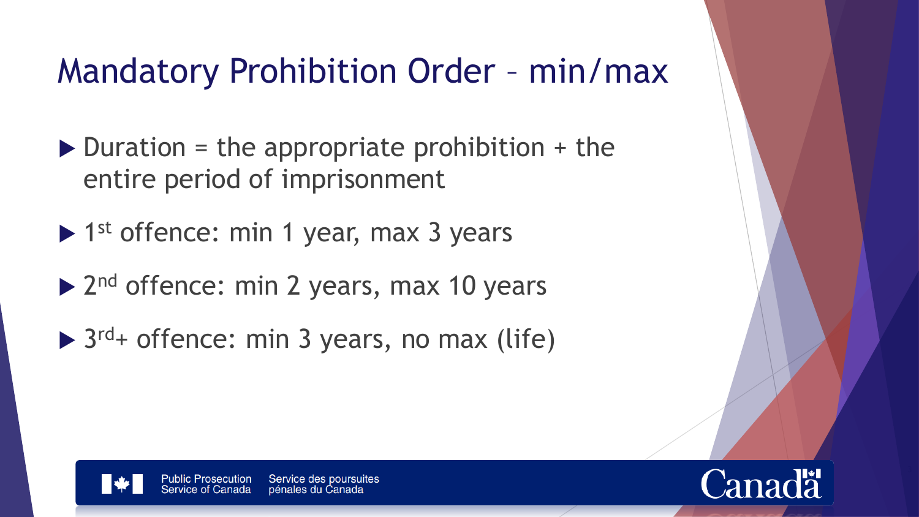# Mandatory Prohibition Order – min/max

- Duration = the appropriate prohibition + the entire period of imprisonment
- 1st offence: min 1 year, max 3 years
- 2nd offence: min 2 years, max 10 years
- 3rd+ offence: min 3 years, no max (life)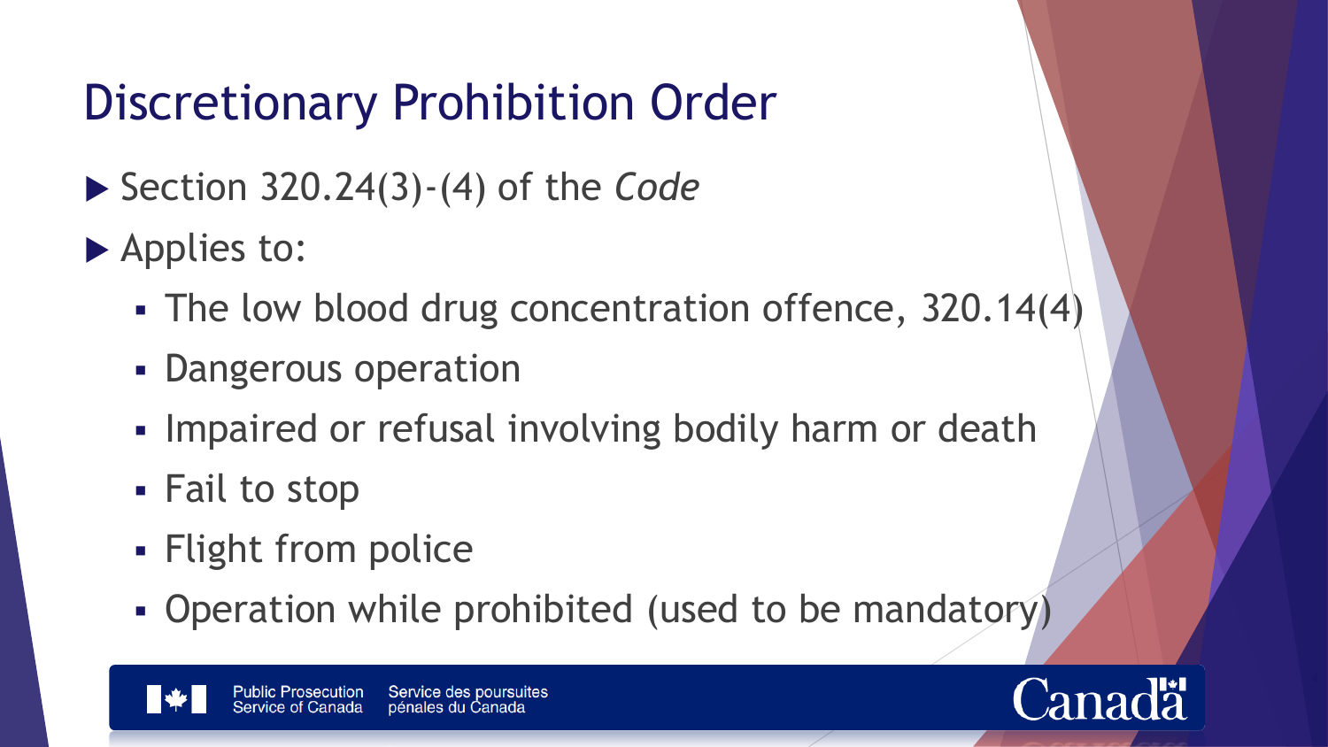# Discretionary Prohibition Order

- Section 320.24(3)-(4) of the *Code*
- Applies to:
  - The low blood drug concentration offence, 320.14(4)
  - Dangerous operation
  - Impaired or refusal involving bodily harm or death
  - Fail to stop
  - Flight from police
  - Operation while prohibited (used to be mandatory)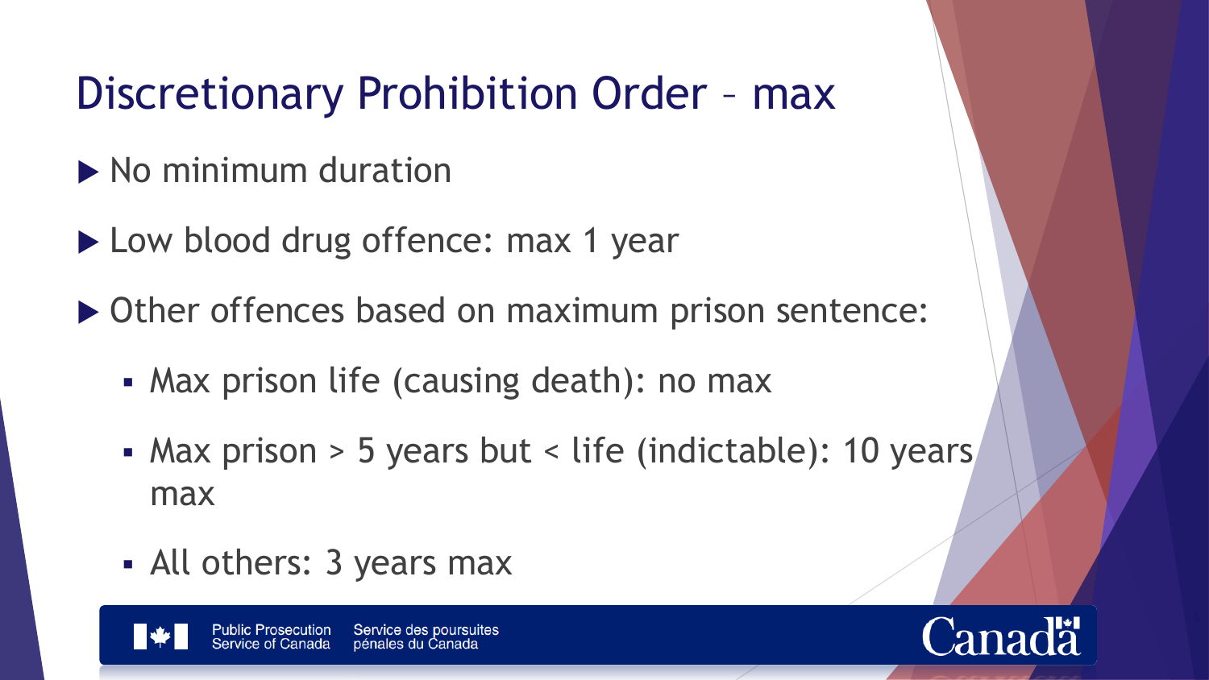# Discretionary Prohibition Order – max

- No minimum duration
- Low blood drug offence: max 1 year
- Other offences based on maximum prison sentence:
  - Max prison life (causing death): no max
  - Max prison > 5 years but < life (indictable): 10 years max
  - All others: 3 years max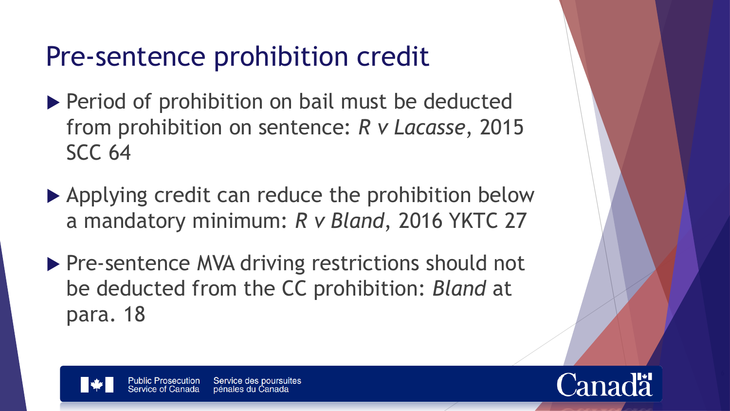# Pre-sentence prohibition credit

- Period of prohibition on bail must be deducted from prohibition on sentence: *R v Lacasse*, 2015 SCC 64
- Applying credit can reduce the prohibition below a mandatory minimum: *R v Bland*, 2016 YKTC 27
- Pre-sentence MVA driving restrictions should not be deducted from the CC prohibition: *Bland* at para. 18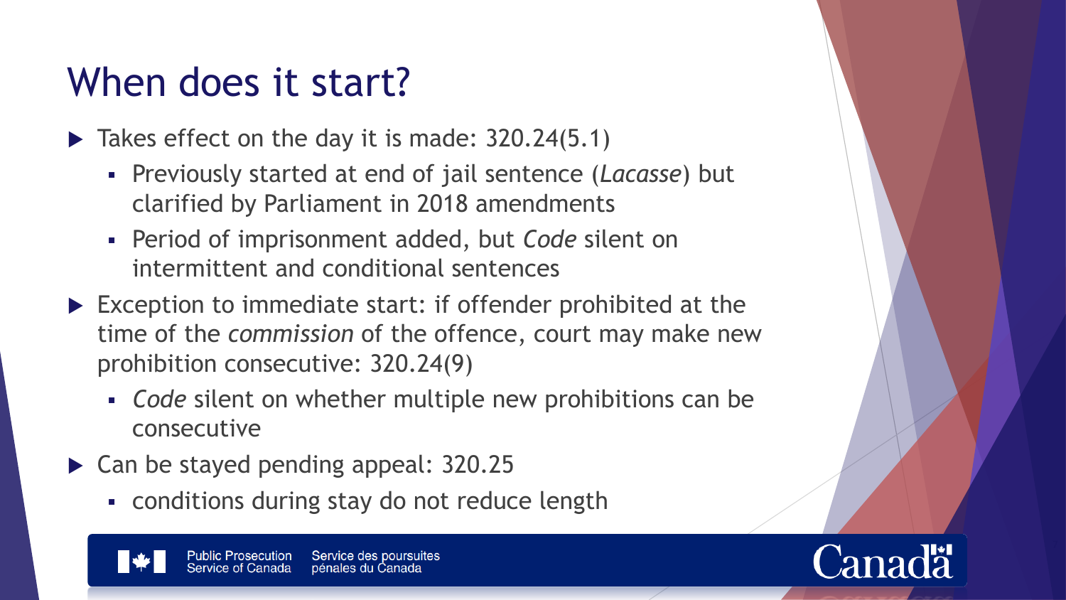# When does it start?

- Takes effect on the day it is made: 320.24(5.1)
  - Previously started at end of jail sentence (*Lacasse*) but clarified by Parliament in 2018 amendments
  - Period of imprisonment added, but *Code* silent on intermittent and conditional sentences
- Exception to immediate start: if offender prohibited at the time of the *commission* of the offence, court may make new prohibition consecutive: 320.24(9)
  - *Code* silent on whether multiple new prohibitions can be consecutive
- Can be stayed pending appeal: 320.25
  - conditions during stay do not reduce length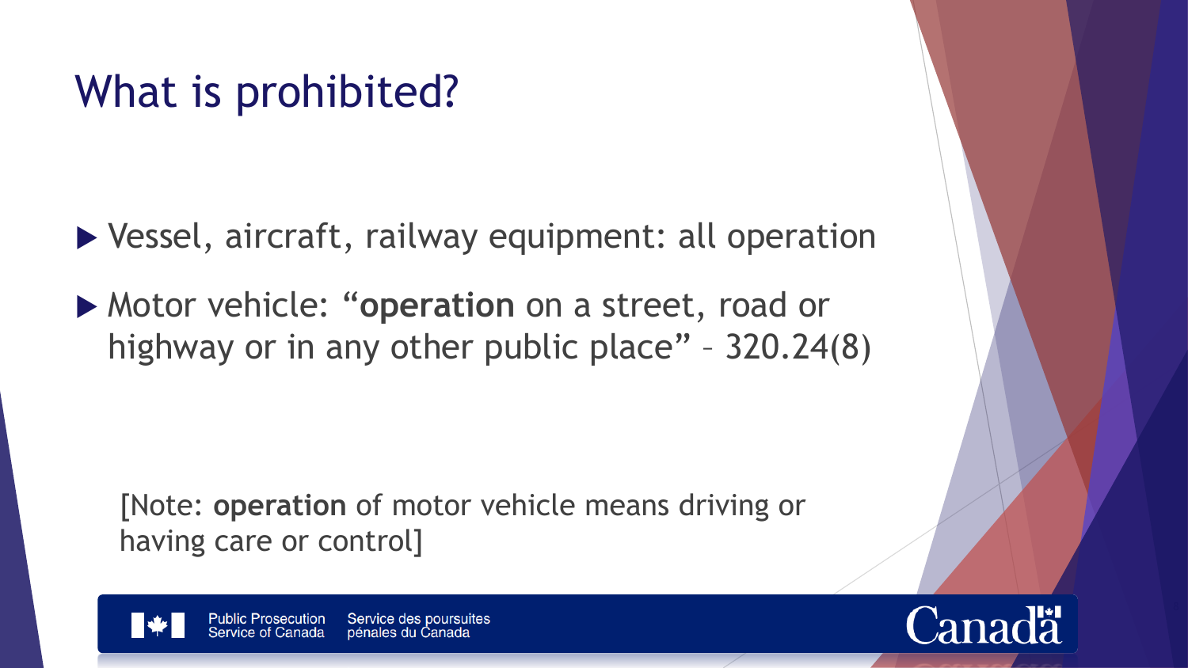# What is prohibited?

- Vessel, aircraft, railway equipment: all operation
- Motor vehicle: "**operation** on a street, road or highway or in any other public place" – 320.24(8)

[Note: **operation** of motor vehicle means driving or having care or control]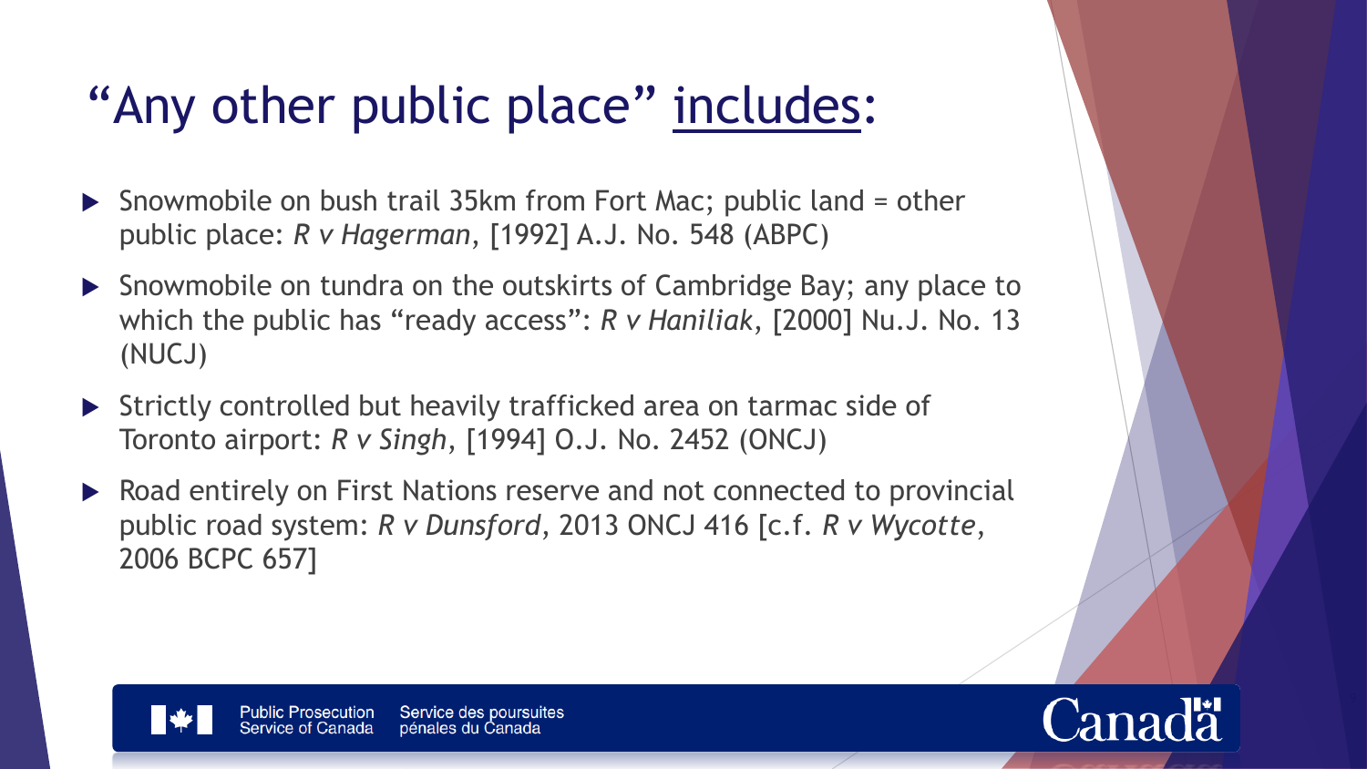# “Any other public place” includes:

- Snowmobile on bush trail 35km from Fort Mac; public land = other public place: *R v Hagerman*, [1992] A.J. No. 548 (ABPC)
- Snowmobile on tundra on the outskirts of Cambridge Bay; any place to which the public has “ready access”: *R v Haniliak*, [2000] Nu.J. No. 13 (NUCJ)
- Strictly controlled but heavily trafficked area on tarmac side of Toronto airport: *R v Singh*, [1994] O.J. No. 2452 (ONCJ)
- Road entirely on First Nations reserve and not connected to provincial public road system: *R v Dunsford*, 2013 ONCJ 416 [c.f. *R v Wycotte*, 2006 BCPC 657]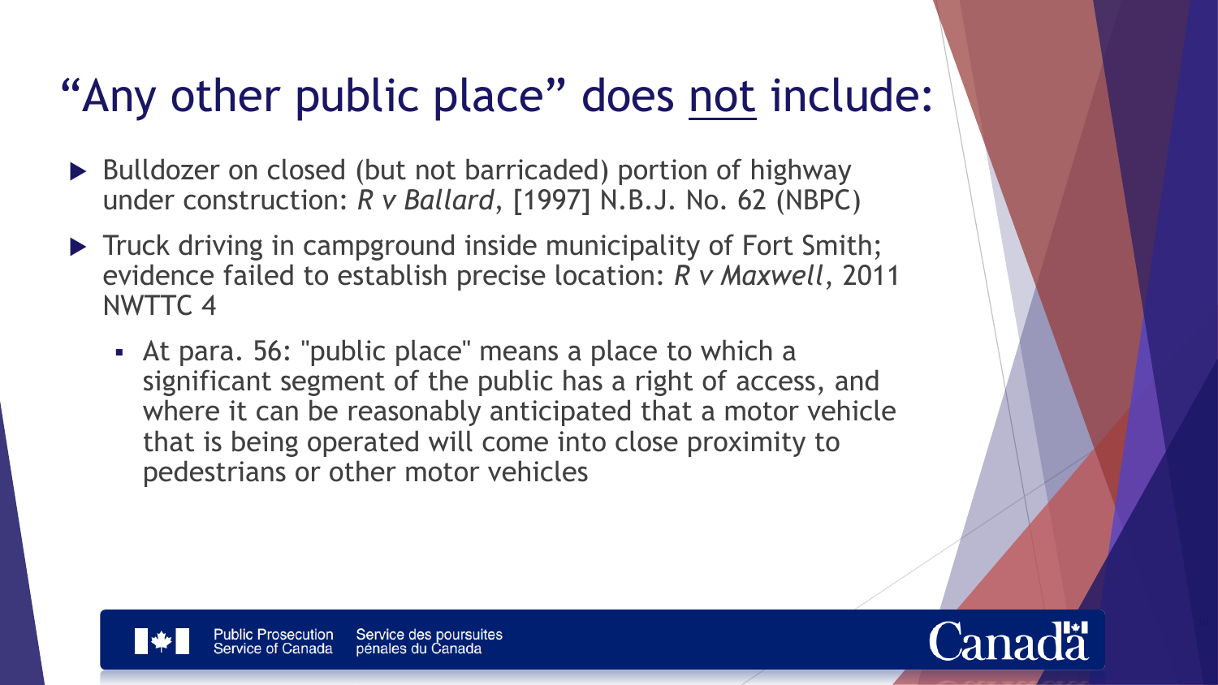# "Any other public place" does <u>not</u> include:

- Bulldozer on closed (but not barricaded) portion of highway under construction: *R v Ballard*, [1997] N.B.J. No. 62 (NBPC)
- Truck driving in campground inside municipality of Fort Smith; evidence failed to establish precise location: *R v Maxwell*, 2011 NWTTC 4
  - At para. 56: "public place" means a place to which a significant segment of the public has a right of access, and where it can be reasonably anticipated that a motor vehicle that is being operated will come into close proximity to pedestrians or other motor vehicles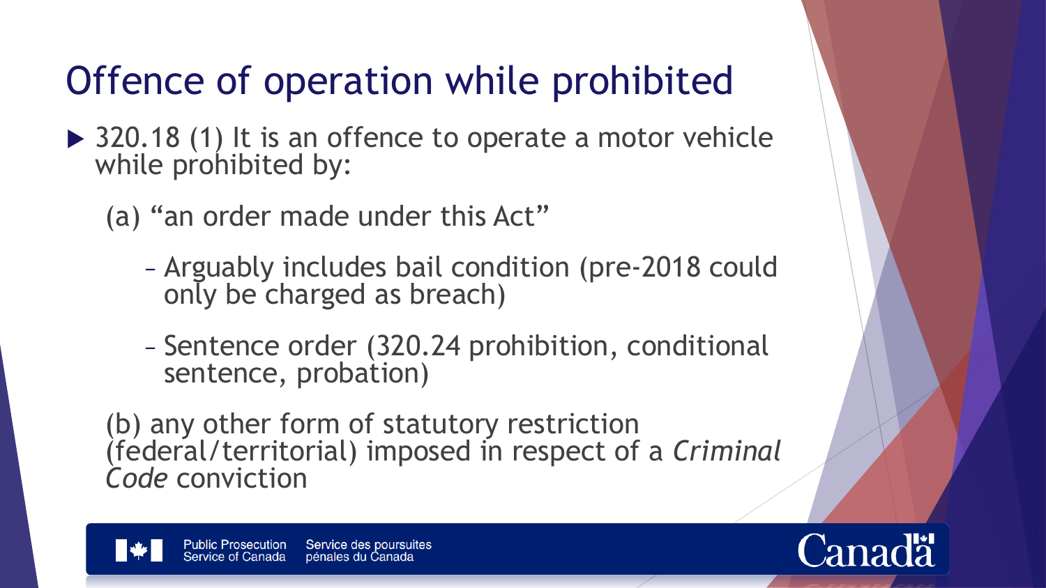# Offence of operation while prohibited

- 320.18 (1) It is an offence to operate a motor vehicle while prohibited by:

  (a) "an order made under this Act"

  - Arguably includes bail condition (pre-2018 could only be charged as breach)
  - Sentence order (320.24 prohibition, conditional sentence, probation)

  (b) any other form of statutory restriction (federal/territorial) imposed in respect of a *Criminal Code* conviction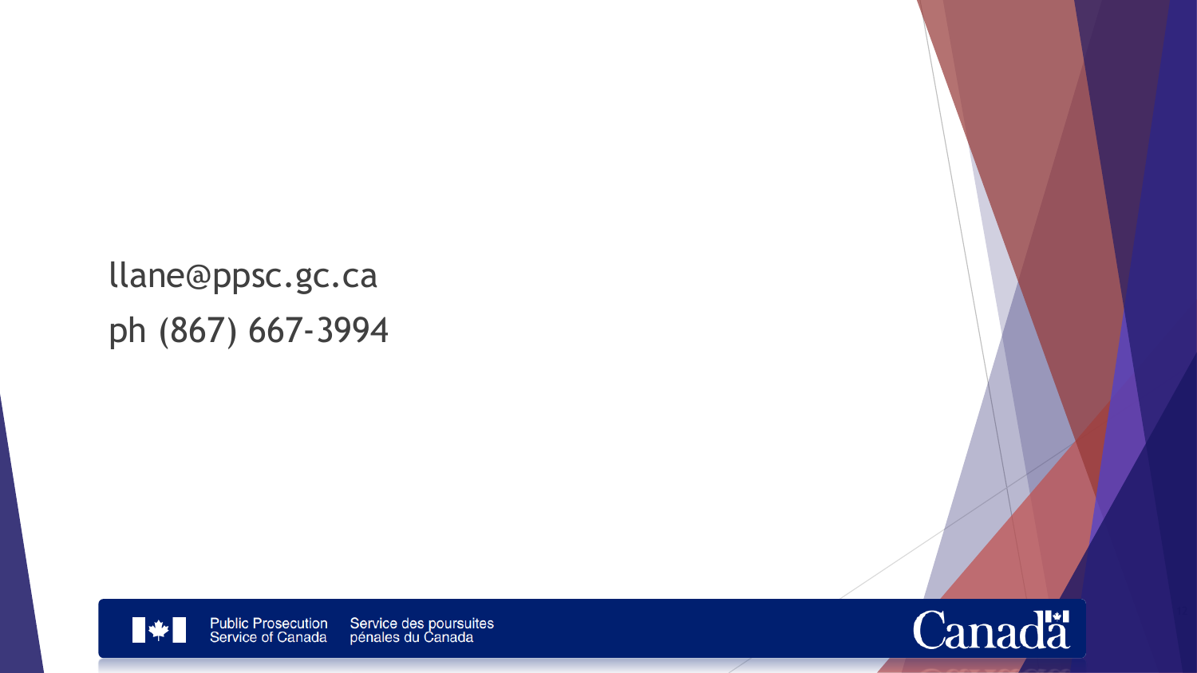llane@ppsc.gc.ca

ph (867) 667-3994